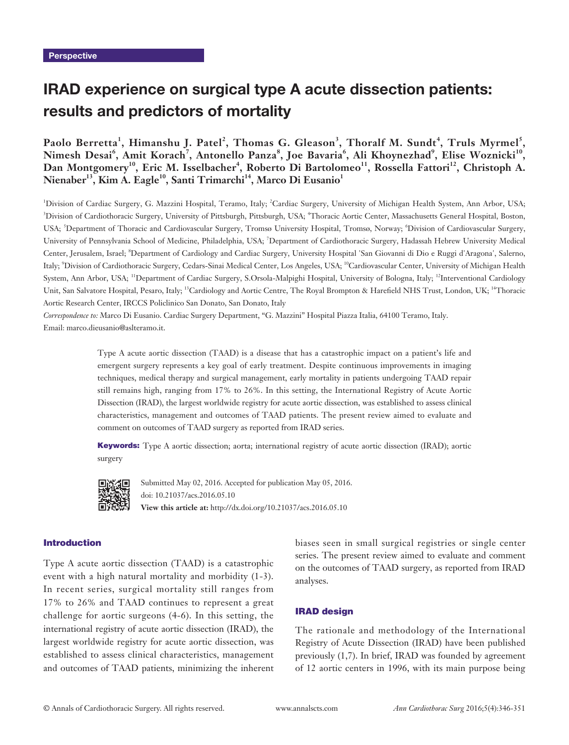Perspective

# IRAD experience on surgical type A acute dissection patients: results and predictors of mortality

**Paolo Berretta[1], Himanshu J. Patel[2], Thomas G. Gleason[3], Thoralf M. Sundt[4], Truls Myrmel[5], Nimesh Desai[6], Amit Korach[7], Antonello Panza[8], Joe Bavaria[6], Ali Khoynezhad[9], Elise Woznicki[10], Dan Montgomery[10], Eric M. Isselbacher[4], Roberto Di Bartolomeo[11], Rossella Fattori[12], Christoph A. Nienaber[13], Kim A. Eagle[10], Santi Trimarchi[14], Marco Di Eusanio[1]**

[1]Division of Cardiac Surgery, G. Mazzini Hospital, Teramo, Italy; [2]Cardiac Surgery, University of Michigan Health System, Ann Arbor, USA; [3]Division of Cardiothoracic Surgery, University of Pittsburgh, Pittsburgh, USA; [4]Thoracic Aortic Center, Massachusetts General Hospital, Boston, USA; [5]Department of Thoracic and Cardiovascular Surgery, Tromsø University Hospital, Tromsø, Norway; [6]Division of Cardiovascular Surgery, University of Pennsylvania School of Medicine, Philadelphia, USA; [7]Department of Cardiothoracic Surgery, Hadassah Hebrew University Medical Center, Jerusalem, Israel; [8]Department of Cardiology and Cardiac Surgery, University Hospital 'San Giovanni di Dio e Ruggi d'Aragona', Salerno, Italy; [9]Division of Cardiothoracic Surgery, Cedars-Sinai Medical Center, Los Angeles, USA; [10]Cardiovascular Center, University of Michigan Health System, Ann Arbor, USA; [11]Department of Cardiac Surgery, S.Orsola-Malpighi Hospital, University of Bologna, Italy; [12]Interventional Cardiology Unit, San Salvatore Hospital, Pesaro, Italy; [13]Cardiology and Aortic Centre, The Royal Brompton & Harefield NHS Trust, London, UK; [14]Thoracic Aortic Research Center, IRCCS Policlinico San Donato, San Donato, Italy

*Correspondence to:* Marco Di Eusanio. Cardiac Surgery Department, "G. Mazzini" Hospital Piazza Italia, 64100 Teramo, Italy. Email: marco.dieusanio@aslteramo.it.

Type A acute aortic dissection (TAAD) is a disease that has a catastrophic impact on a patient's life and emergent surgery represents a key goal of early treatment. Despite continuous improvements in imaging techniques, medical therapy and surgical management, early mortality in patients undergoing TAAD repair still remains high, ranging from 17% to 26%. In this setting, the International Registry of Acute Aortic Dissection (IRAD), the largest worldwide registry for acute aortic dissection, was established to assess clinical characteristics, management and outcomes of TAAD patients. The present review aimed to evaluate and comment on outcomes of TAAD surgery as reported from IRAD series.

**Keywords:** Type A aortic dissection; aorta; international registry of acute aortic dissection (IRAD); aortic surgery

Submitted May 02, 2016. Accepted for publication May 05, 2016.
doi: 10.21037/acs.2016.05.10
**View this article at:** http://dx.doi.org/10.21037/acs.2016.05.10

## Introduction

Type A acute aortic dissection (TAAD) is a catastrophic event with a high natural mortality and morbidity (1-3). In recent series, surgical mortality still ranges from 17% to 26% and TAAD continues to represent a great challenge for aortic surgeons (4-6). In this setting, the international registry of acute aortic dissection (IRAD), the largest worldwide registry for acute aortic dissection, was established to assess clinical characteristics, management and outcomes of TAAD patients, minimizing the inherent biases seen in small surgical registries or single center series. The present review aimed to evaluate and comment on the outcomes of TAAD surgery, as reported from IRAD analyses.

## IRAD design

The rationale and methodology of the International Registry of Acute Dissection (IRAD) have been published previously (1,7). In brief, IRAD was founded by agreement of 12 aortic centers in 1996, with its main purpose being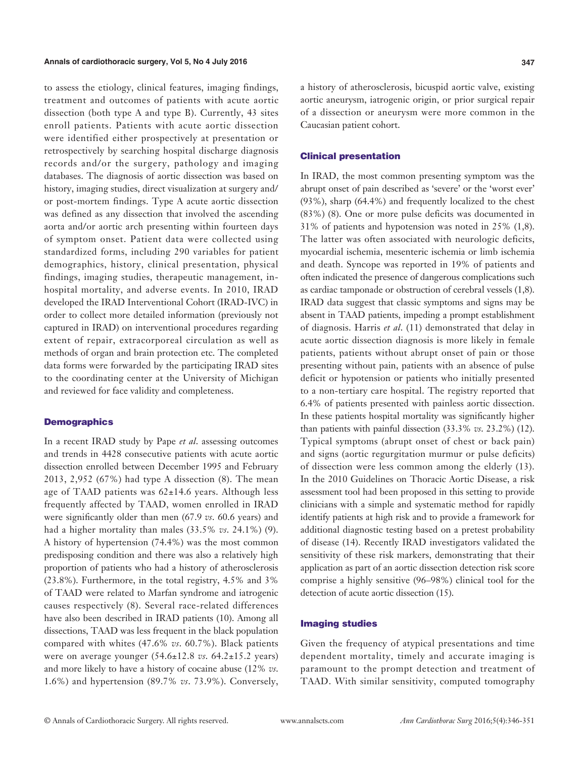to assess the etiology, clinical features, imaging findings, treatment and outcomes of patients with acute aortic dissection (both type A and type B). Currently, 43 sites enroll patients. Patients with acute aortic dissection were identified either prospectively at presentation or retrospectively by searching hospital discharge diagnosis records and/or the surgery, pathology and imaging databases. The diagnosis of aortic dissection was based on history, imaging studies, direct visualization at surgery and/or post-mortem findings. Type A acute aortic dissection was defined as any dissection that involved the ascending aorta and/or aortic arch presenting within fourteen days of symptom onset. Patient data were collected using standardized forms, including 290 variables for patient demographics, history, clinical presentation, physical findings, imaging studies, therapeutic management, in-hospital mortality, and adverse events. In 2010, IRAD developed the IRAD Interventional Cohort (IRAD-IVC) in order to collect more detailed information (previously not captured in IRAD) on interventional procedures regarding extent of repair, extracorporeal circulation as well as methods of organ and brain protection etc. The completed data forms were forwarded by the participating IRAD sites to the coordinating center at the University of Michigan and reviewed for face validity and completeness.

### Demographics

In a recent IRAD study by Pape *et al.* assessing outcomes and trends in 4428 consecutive patients with acute aortic dissection enrolled between December 1995 and February 2013, 2,952 (67%) had type A dissection (8). The mean age of TAAD patients was 62±14.6 years. Although less frequently affected by TAAD, women enrolled in IRAD were significantly older than men (67.9 *vs.* 60.6 years) and had a higher mortality than males (33.5% *vs.* 24.1%) (9). A history of hypertension (74.4%) was the most common predisposing condition and there was also a relatively high proportion of patients who had a history of atherosclerosis (23.8%). Furthermore, in the total registry, 4.5% and 3% of TAAD were related to Marfan syndrome and iatrogenic causes respectively (8). Several race-related differences have also been described in IRAD patients (10). Among all dissections, TAAD was less frequent in the black population compared with whites (47.6% *vs.* 60.7%). Black patients were on average younger (54.6±12.8 *vs.* 64.2±15.2 years) and more likely to have a history of cocaine abuse (12% *vs.* 1.6%) and hypertension (89.7% *vs.* 73.9%). Conversely, a history of atherosclerosis, bicuspid aortic valve, existing aortic aneurysm, iatrogenic origin, or prior surgical repair of a dissection or aneurysm were more common in the Caucasian patient cohort.

### Clinical presentation

In IRAD, the most common presenting symptom was the abrupt onset of pain described as 'severe' or the 'worst ever' (93%), sharp (64.4%) and frequently localized to the chest (83%) (8). One or more pulse deficits was documented in 31% of patients and hypotension was noted in 25% (1,8). The latter was often associated with neurologic deficits, myocardial ischemia, mesenteric ischemia or limb ischemia and death. Syncope was reported in 19% of patients and often indicated the presence of dangerous complications such as cardiac tamponade or obstruction of cerebral vessels (1,8). IRAD data suggest that classic symptoms and signs may be absent in TAAD patients, impeding a prompt establishment of diagnosis. Harris *et al.* (11) demonstrated that delay in acute aortic dissection diagnosis is more likely in female patients, patients without abrupt onset of pain or those presenting without pain, patients with an absence of pulse deficit or hypotension or patients who initially presented to a non-tertiary care hospital. The registry reported that 6.4% of patients presented with painless aortic dissection. In these patients hospital mortality was significantly higher than patients with painful dissection (33.3% *vs.* 23.2%) (12). Typical symptoms (abrupt onset of chest or back pain) and signs (aortic regurgitation murmur or pulse deficits) of dissection were less common among the elderly (13). In the 2010 Guidelines on Thoracic Aortic Disease, a risk assessment tool had been proposed in this setting to provide clinicians with a simple and systematic method for rapidly identify patients at high risk and to provide a framework for additional diagnostic testing based on a pretest probability of disease (14). Recently IRAD investigators validated the sensitivity of these risk markers, demonstrating that their application as part of an aortic dissection detection risk score comprise a highly sensitive (96–98%) clinical tool for the detection of acute aortic dissection (15).

### Imaging studies

Given the frequency of atypical presentations and time dependent mortality, timely and accurate imaging is paramount to the prompt detection and treatment of TAAD. With similar sensitivity, computed tomography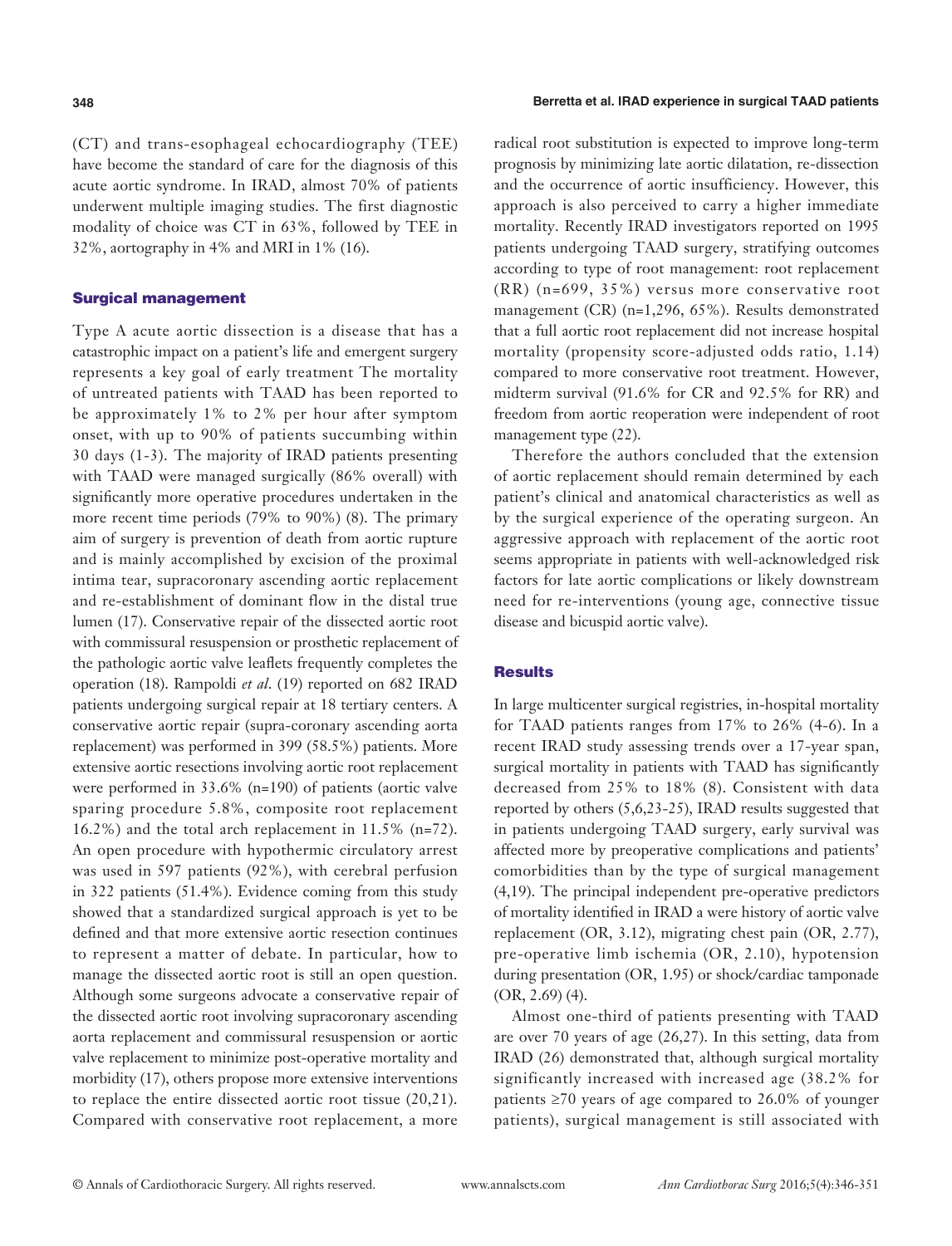(CT) and trans-esophageal echocardiography (TEE) have become the standard of care for the diagnosis of this acute aortic syndrome. In IRAD, almost 70% of patients underwent multiple imaging studies. The first diagnostic modality of choice was CT in 63%, followed by TEE in 32%, aortography in 4% and MRI in 1% (16).

## Surgical management

Type A acute aortic dissection is a disease that has a catastrophic impact on a patient's life and emergent surgery represents a key goal of early treatment The mortality of untreated patients with TAAD has been reported to be approximately 1% to 2% per hour after symptom onset, with up to 90% of patients succumbing within 30 days (1-3). The majority of IRAD patients presenting with TAAD were managed surgically (86% overall) with significantly more operative procedures undertaken in the more recent time periods (79% to 90%) (8). The primary aim of surgery is prevention of death from aortic rupture and is mainly accomplished by excision of the proximal intima tear, supracoronary ascending aortic replacement and re-establishment of dominant flow in the distal true lumen (17). Conservative repair of the dissected aortic root with commissural resuspension or prosthetic replacement of the pathologic aortic valve leaflets frequently completes the operation (18). Rampoldi *et al*. (19) reported on 682 IRAD patients undergoing surgical repair at 18 tertiary centers. A conservative aortic repair (supra-coronary ascending aorta replacement) was performed in 399 (58.5%) patients. More extensive aortic resections involving aortic root replacement were performed in 33.6% (n=190) of patients (aortic valve sparing procedure 5.8%, composite root replacement 16.2%) and the total arch replacement in 11.5% (n=72). An open procedure with hypothermic circulatory arrest was used in 597 patients (92%), with cerebral perfusion in 322 patients (51.4%). Evidence coming from this study showed that a standardized surgical approach is yet to be defined and that more extensive aortic resection continues to represent a matter of debate. In particular, how to manage the dissected aortic root is still an open question. Although some surgeons advocate a conservative repair of the dissected aortic root involving supracoronary ascending aorta replacement and commissural resuspension or aortic valve replacement to minimize post-operative mortality and morbidity (17), others propose more extensive interventions to replace the entire dissected aortic root tissue (20,21). Compared with conservative root replacement, a more radical root substitution is expected to improve long-term prognosis by minimizing late aortic dilatation, re-dissection and the occurrence of aortic insufficiency. However, this approach is also perceived to carry a higher immediate mortality. Recently IRAD investigators reported on 1995 patients undergoing TAAD surgery, stratifying outcomes according to type of root management: root replacement (RR) (n=699, 35%) versus more conservative root management (CR) (n=1,296, 65%). Results demonstrated that a full aortic root replacement did not increase hospital mortality (propensity score-adjusted odds ratio, 1.14) compared to more conservative root treatment. However, midterm survival (91.6% for CR and 92.5% for RR) and freedom from aortic reoperation were independent of root management type (22).

Therefore the authors concluded that the extension of aortic replacement should remain determined by each patient's clinical and anatomical characteristics as well as by the surgical experience of the operating surgeon. An aggressive approach with replacement of the aortic root seems appropriate in patients with well-acknowledged risk factors for late aortic complications or likely downstream need for re-interventions (young age, connective tissue disease and bicuspid aortic valve).

## Results

In large multicenter surgical registries, in-hospital mortality for TAAD patients ranges from 17% to 26% (4-6). In a recent IRAD study assessing trends over a 17-year span, surgical mortality in patients with TAAD has significantly decreased from 25% to 18% (8). Consistent with data reported by others (5,6,23-25), IRAD results suggested that in patients undergoing TAAD surgery, early survival was affected more by preoperative complications and patients' comorbidities than by the type of surgical management (4,19). The principal independent pre-operative predictors of mortality identified in IRAD a were history of aortic valve replacement (OR, 3.12), migrating chest pain (OR, 2.77), pre-operative limb ischemia (OR, 2.10), hypotension during presentation (OR, 1.95) or shock/cardiac tamponade (OR, 2.69) (4).

Almost one-third of patients presenting with TAAD are over 70 years of age (26,27). In this setting, data from IRAD (26) demonstrated that, although surgical mortality significantly increased with increased age (38.2% for patients ≥70 years of age compared to 26.0% of younger patients), surgical management is still associated with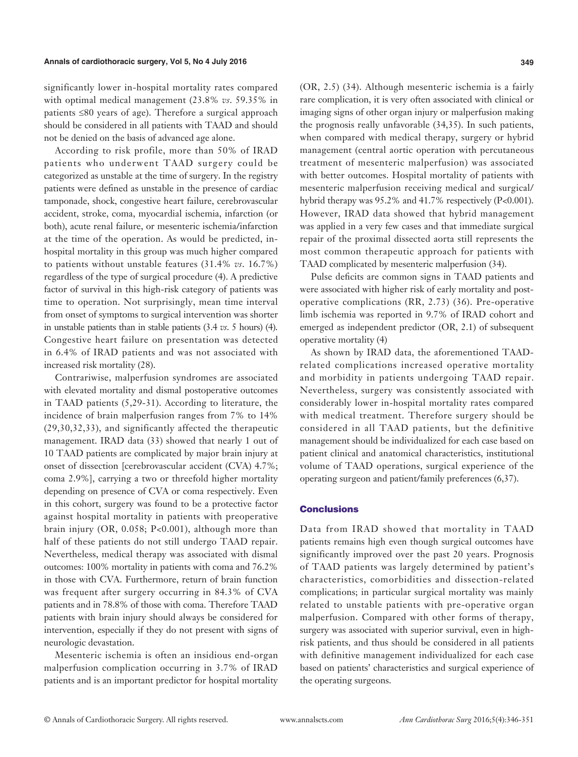significantly lower in-hospital mortality rates compared with optimal medical management (23.8% *vs*. 59.35% in patients ≤80 years of age). Therefore a surgical approach should be considered in all patients with TAAD and should not be denied on the basis of advanced age alone.

According to risk profile, more than 50% of IRAD patients who underwent TAAD surgery could be categorized as unstable at the time of surgery. In the registry patients were defined as unstable in the presence of cardiac tamponade, shock, congestive heart failure, cerebrovascular accident, stroke, coma, myocardial ischemia, infarction (or both), acute renal failure, or mesenteric ischemia/infarction at the time of the operation. As would be predicted, in-hospital mortality in this group was much higher compared to patients without unstable features (31.4% *vs*. 16.7%) regardless of the type of surgical procedure (4). A predictive factor of survival in this high-risk category of patients was time to operation. Not surprisingly, mean time interval from onset of symptoms to surgical intervention was shorter in unstable patients than in stable patients (3.4 *vs*. 5 hours) (4). Congestive heart failure on presentation was detected in 6.4% of IRAD patients and was not associated with increased risk mortality (28).

Contrariwise, malperfusion syndromes are associated with elevated mortality and dismal postoperative outcomes in TAAD patients (5,29-31). According to literature, the incidence of brain malperfusion ranges from 7% to 14% (29,30,32,33), and significantly affected the therapeutic management. IRAD data (33) showed that nearly 1 out of 10 TAAD patients are complicated by major brain injury at onset of dissection [cerebrovascular accident (CVA) 4.7%; coma 2.9%], carrying a two or threefold higher mortality depending on presence of CVA or coma respectively. Even in this cohort, surgery was found to be a protective factor against hospital mortality in patients with preoperative brain injury (OR, 0.058; P<0.001), although more than half of these patients do not still undergo TAAD repair. Nevertheless, medical therapy was associated with dismal outcomes: 100% mortality in patients with coma and 76.2% in those with CVA. Furthermore, return of brain function was frequent after surgery occurring in 84.3% of CVA patients and in 78.8% of those with coma. Therefore TAAD patients with brain injury should always be considered for intervention, especially if they do not present with signs of neurologic devastation.

Mesenteric ischemia is often an insidious end-organ malperfusion complication occurring in 3.7% of IRAD patients and is an important predictor for hospital mortality (OR, 2.5) (34). Although mesenteric ischemia is a fairly rare complication, it is very often associated with clinical or imaging signs of other organ injury or malperfusion making the prognosis really unfavorable (34,35). In such patients, when compared with medical therapy, surgery or hybrid management (central aortic operation with percutaneous treatment of mesenteric malperfusion) was associated with better outcomes. Hospital mortality of patients with mesenteric malperfusion receiving medical and surgical/hybrid therapy was 95.2% and 41.7% respectively (P<0.001). However, IRAD data showed that hybrid management was applied in a very few cases and that immediate surgical repair of the proximal dissected aorta still represents the most common therapeutic approach for patients with TAAD complicated by mesenteric malperfusion (34).

Pulse deficits are common signs in TAAD patients and were associated with higher risk of early mortality and post-operative complications (RR, 2.73) (36). Pre-operative limb ischemia was reported in 9.7% of IRAD cohort and emerged as independent predictor (OR, 2.1) of subsequent operative mortality (4)

As shown by IRAD data, the aforementioned TAAD-related complications increased operative mortality and morbidity in patients undergoing TAAD repair. Nevertheless, surgery was consistently associated with considerably lower in-hospital mortality rates compared with medical treatment. Therefore surgery should be considered in all TAAD patients, but the definitive management should be individualized for each case based on patient clinical and anatomical characteristics, institutional volume of TAAD operations, surgical experience of the operating surgeon and patient/family preferences (6,37).

## Conclusions

Data from IRAD showed that mortality in TAAD patients remains high even though surgical outcomes have significantly improved over the past 20 years. Prognosis of TAAD patients was largely determined by patient's characteristics, comorbidities and dissection-related complications; in particular surgical mortality was mainly related to unstable patients with pre-operative organ malperfusion. Compared with other forms of therapy, surgery was associated with superior survival, even in high-risk patients, and thus should be considered in all patients with definitive management individualized for each case based on patients' characteristics and surgical experience of the operating surgeons.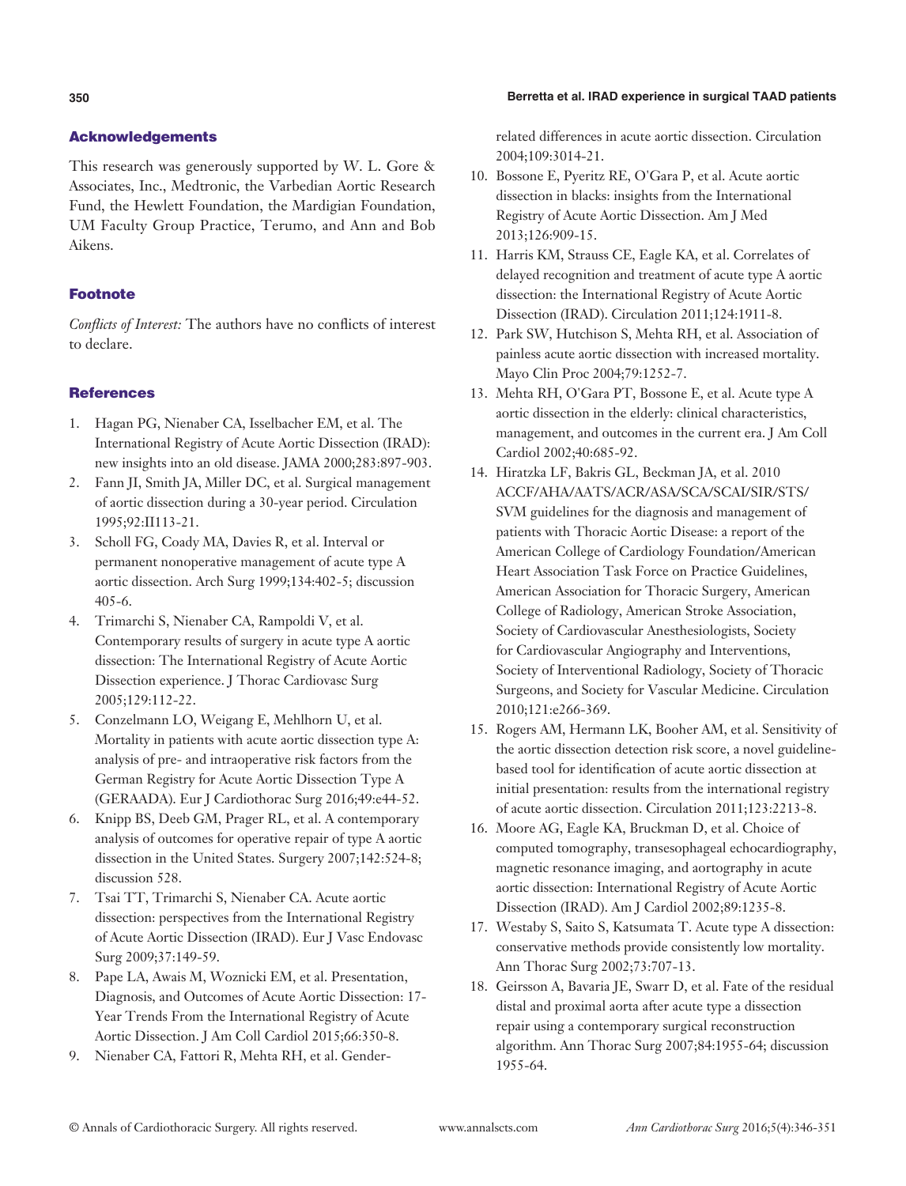## Acknowledgements

This research was generously supported by W. L. Gore & Associates, Inc., Medtronic, the Varbedian Aortic Research Fund, the Hewlett Foundation, the Mardigian Foundation, UM Faculty Group Practice, Terumo, and Ann and Bob Aikens.

## Footnote

*Conflicts of Interest:* The authors have no conflicts of interest to declare.

## References

1. Hagan PG, Nienaber CA, Isselbacher EM, et al. The International Registry of Acute Aortic Dissection (IRAD): new insights into an old disease. JAMA 2000;283:897-903.
2. Fann JI, Smith JA, Miller DC, et al. Surgical management of aortic dissection during a 30-year period. Circulation 1995;92:II113-21.
3. Scholl FG, Coady MA, Davies R, et al. Interval or permanent nonoperative management of acute type A aortic dissection. Arch Surg 1999;134:402-5; discussion 405-6.
4. Trimarchi S, Nienaber CA, Rampoldi V, et al. Contemporary results of surgery in acute type A aortic dissection: The International Registry of Acute Aortic Dissection experience. J Thorac Cardiovasc Surg 2005;129:112-22.
5. Conzelmann LO, Weigang E, Mehlhorn U, et al. Mortality in patients with acute aortic dissection type A: analysis of pre- and intraoperative risk factors from the German Registry for Acute Aortic Dissection Type A (GERAADA). Eur J Cardiothorac Surg 2016;49:e44-52.
6. Knipp BS, Deeb GM, Prager RL, et al. A contemporary analysis of outcomes for operative repair of type A aortic dissection in the United States. Surgery 2007;142:524-8; discussion 528.
7. Tsai TT, Trimarchi S, Nienaber CA. Acute aortic dissection: perspectives from the International Registry of Acute Aortic Dissection (IRAD). Eur J Vasc Endovasc Surg 2009;37:149-59.
8. Pape LA, Awais M, Woznicki EM, et al. Presentation, Diagnosis, and Outcomes of Acute Aortic Dissection: 17-Year Trends From the International Registry of Acute Aortic Dissection. J Am Coll Cardiol 2015;66:350-8.
9. Nienaber CA, Fattori R, Mehta RH, et al. Gender-related differences in acute aortic dissection. Circulation 2004;109:3014-21.
10. Bossone E, Pyeritz RE, O'Gara P, et al. Acute aortic dissection in blacks: insights from the International Registry of Acute Aortic Dissection. Am J Med 2013;126:909-15.
11. Harris KM, Strauss CE, Eagle KA, et al. Correlates of delayed recognition and treatment of acute type A aortic dissection: the International Registry of Acute Aortic Dissection (IRAD). Circulation 2011;124:1911-8.
12. Park SW, Hutchison S, Mehta RH, et al. Association of painless acute aortic dissection with increased mortality. Mayo Clin Proc 2004;79:1252-7.
13. Mehta RH, O'Gara PT, Bossone E, et al. Acute type A aortic dissection in the elderly: clinical characteristics, management, and outcomes in the current era. J Am Coll Cardiol 2002;40:685-92.
14. Hiratzka LF, Bakris GL, Beckman JA, et al. 2010 ACCF/AHA/AATS/ACR/ASA/SCA/SCAI/SIR/STS/SVM guidelines for the diagnosis and management of patients with Thoracic Aortic Disease: a report of the American College of Cardiology Foundation/American Heart Association Task Force on Practice Guidelines, American Association for Thoracic Surgery, American College of Radiology, American Stroke Association, Society of Cardiovascular Anesthesiologists, Society for Cardiovascular Angiography and Interventions, Society of Interventional Radiology, Society of Thoracic Surgeons, and Society for Vascular Medicine. Circulation 2010;121:e266-369.
15. Rogers AM, Hermann LK, Booher AM, et al. Sensitivity of the aortic dissection detection risk score, a novel guideline-based tool for identification of acute aortic dissection at initial presentation: results from the international registry of acute aortic dissection. Circulation 2011;123:2213-8.
16. Moore AG, Eagle KA, Bruckman D, et al. Choice of computed tomography, transesophageal echocardiography, magnetic resonance imaging, and aortography in acute aortic dissection: International Registry of Acute Aortic Dissection (IRAD). Am J Cardiol 2002;89:1235-8.
17. Westaby S, Saito S, Katsumata T. Acute type A dissection: conservative methods provide consistently low mortality. Ann Thorac Surg 2002;73:707-13.
18. Geirsson A, Bavaria JE, Swarr D, et al. Fate of the residual distal and proximal aorta after acute type a dissection repair using a contemporary surgical reconstruction algorithm. Ann Thorac Surg 2007;84:1955-64; discussion 1955-64.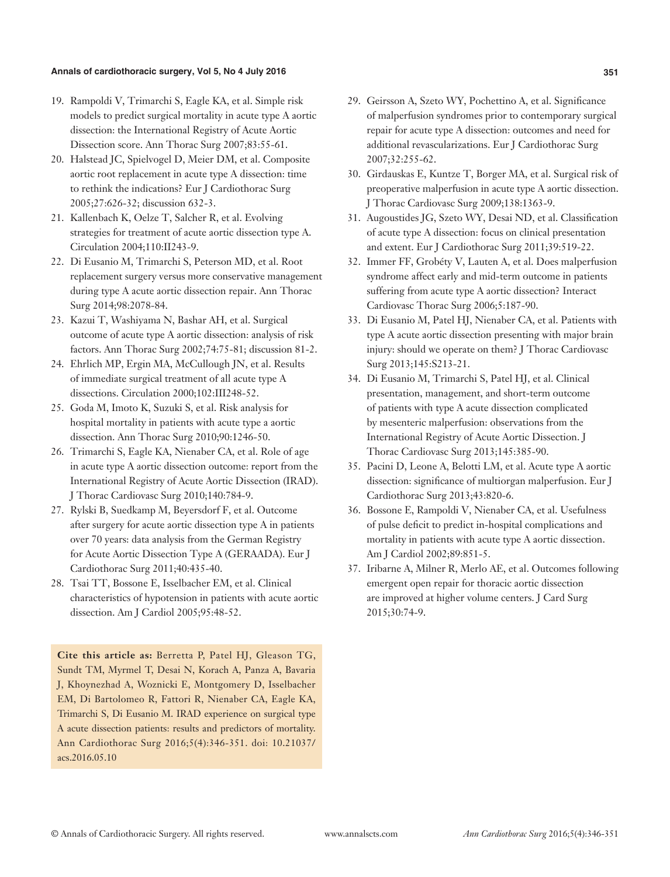19. Rampoldi V, Trimarchi S, Eagle KA, et al. Simple risk models to predict surgical mortality in acute type A aortic dissection: the International Registry of Acute Aortic Dissection score. Ann Thorac Surg 2007;83:55-61.
20. Halstead JC, Spielvogel D, Meier DM, et al. Composite aortic root replacement in acute type A dissection: time to rethink the indications? Eur J Cardiothorac Surg 2005;27:626-32; discussion 632-3.
21. Kallenbach K, Oelze T, Salcher R, et al. Evolving strategies for treatment of acute aortic dissection type A. Circulation 2004;110:II243-9.
22. Di Eusanio M, Trimarchi S, Peterson MD, et al. Root replacement surgery versus more conservative management during type A acute aortic dissection repair. Ann Thorac Surg 2014;98:2078-84.
23. Kazui T, Washiyama N, Bashar AH, et al. Surgical outcome of acute type A aortic dissection: analysis of risk factors. Ann Thorac Surg 2002;74:75-81; discussion 81-2.
24. Ehrlich MP, Ergin MA, McCullough JN, et al. Results of immediate surgical treatment of all acute type A dissections. Circulation 2000;102:III248-52.
25. Goda M, Imoto K, Suzuki S, et al. Risk analysis for hospital mortality in patients with acute type a aortic dissection. Ann Thorac Surg 2010;90:1246-50.
26. Trimarchi S, Eagle KA, Nienaber CA, et al. Role of age in acute type A aortic dissection outcome: report from the International Registry of Acute Aortic Dissection (IRAD). J Thorac Cardiovasc Surg 2010;140:784-9.
27. Rylski B, Suedkamp M, Beyersdorf F, et al. Outcome after surgery for acute aortic dissection type A in patients over 70 years: data analysis from the German Registry for Acute Aortic Dissection Type A (GERAADA). Eur J Cardiothorac Surg 2011;40:435-40.
28. Tsai TT, Bossone E, Isselbacher EM, et al. Clinical characteristics of hypotension in patients with acute aortic dissection. Am J Cardiol 2005;95:48-52.
29. Geirsson A, Szeto WY, Pochettino A, et al. Significance of malperfusion syndromes prior to contemporary surgical repair for acute type A dissection: outcomes and need for additional revascularizations. Eur J Cardiothorac Surg 2007;32:255-62.
30. Girdauskas E, Kuntze T, Borger MA, et al. Surgical risk of preoperative malperfusion in acute type A aortic dissection. J Thorac Cardiovasc Surg 2009;138:1363-9.
31. Augoustides JG, Szeto WY, Desai ND, et al. Classification of acute type A dissection: focus on clinical presentation and extent. Eur J Cardiothorac Surg 2011;39:519-22.
32. Immer FF, Grobéty V, Lauten A, et al. Does malperfusion syndrome affect early and mid-term outcome in patients suffering from acute type A aortic dissection? Interact Cardiovasc Thorac Surg 2006;5:187-90.
33. Di Eusanio M, Patel HJ, Nienaber CA, et al. Patients with type A acute aortic dissection presenting with major brain injury: should we operate on them? J Thorac Cardiovasc Surg 2013;145:S213-21.
34. Di Eusanio M, Trimarchi S, Patel HJ, et al. Clinical presentation, management, and short-term outcome of patients with type A acute dissection complicated by mesenteric malperfusion: observations from the International Registry of Acute Aortic Dissection. J Thorac Cardiovasc Surg 2013;145:385-90.
35. Pacini D, Leone A, Belotti LM, et al. Acute type A aortic dissection: significance of multiorgan malperfusion. Eur J Cardiothorac Surg 2013;43:820-6.
36. Bossone E, Rampoldi V, Nienaber CA, et al. Usefulness of pulse deficit to predict in-hospital complications and mortality in patients with acute type A aortic dissection. Am J Cardiol 2002;89:851-5.
37. Iribarne A, Milner R, Merlo AE, et al. Outcomes following emergent open repair for thoracic aortic dissection are improved at higher volume centers. J Card Surg 2015;30:74-9.

**Cite this article as:** Berretta P, Patel HJ, Gleason TG, Sundt TM, Myrmel T, Desai N, Korach A, Panza A, Bavaria J, Khoynezhad A, Woznicki E, Montgomery D, Isselbacher EM, Di Bartolomeo R, Fattori R, Nienaber CA, Eagle KA, Trimarchi S, Di Eusanio M. IRAD experience on surgical type A acute dissection patients: results and predictors of mortality. Ann Cardiothorac Surg 2016;5(4):346-351. doi: 10.21037/acs.2016.05.10